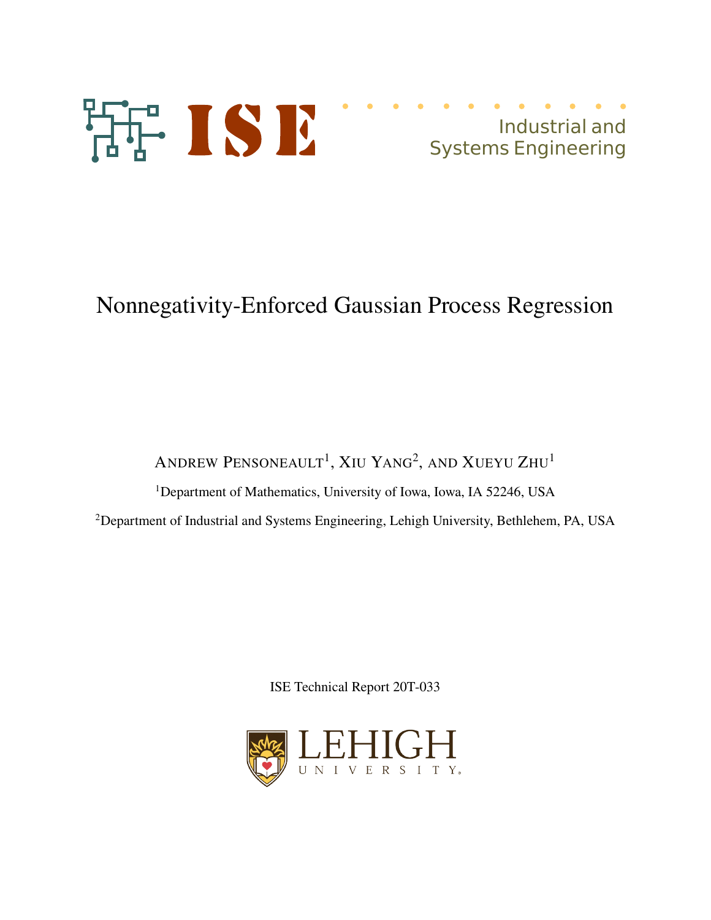Industrial and
Systems Engineering

# Nonnegativity-Enforced Gaussian Process Regression

Andrew Pensoneault[1], Xiu Yang[2], and Xueyu Zhu[1]

[1]Department of Mathematics, University of Iowa, Iowa, IA 52246, USA

[2]Department of Industrial and Systems Engineering, Lehigh University, Bethlehem, PA, USA

ISE Technical Report 20T-033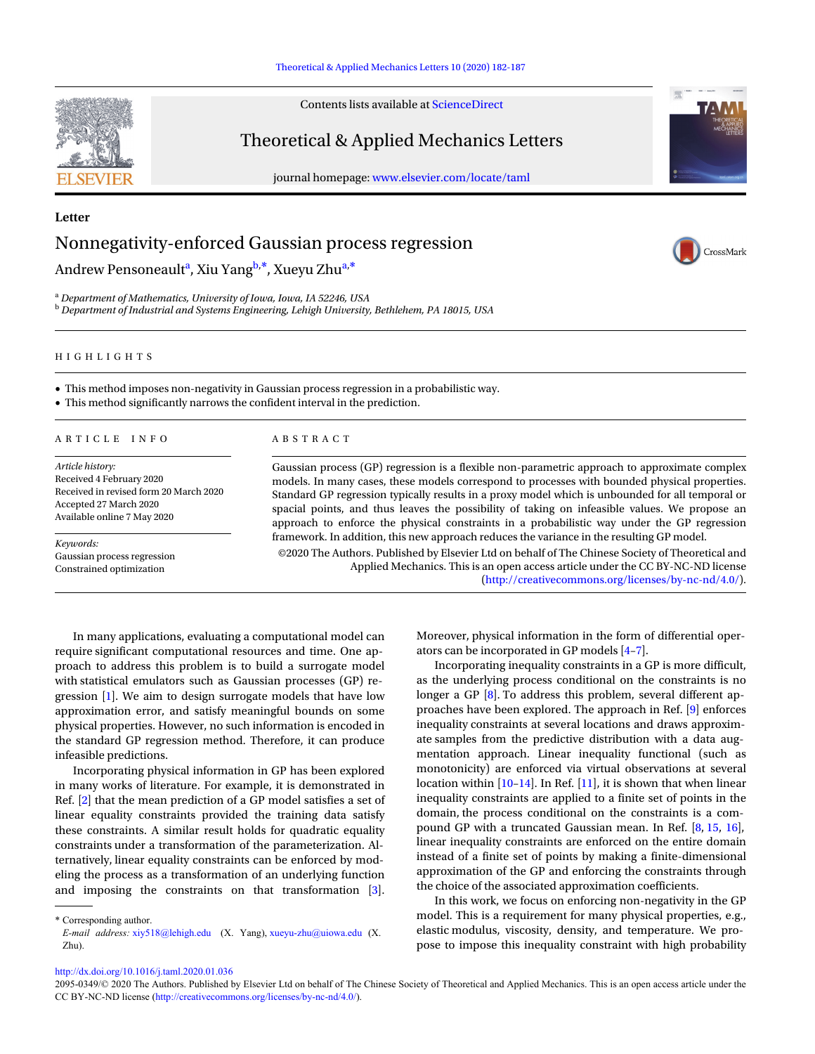Letter

# Nonnegativity-enforced Gaussian process regression

Andrew Pensoneault[a], Xiu Yang[b,*], Xueyu Zhu[a,*]

[a] *Department of Mathematics, University of Iowa, Iowa, IA 52246, USA*
[b] *Department of Industrial and Systems Engineering, Lehigh University, Bethlehem, PA 18015, USA*

## HIGHLIGHTS

- This method imposes non-negativity in Gaussian process regression in a probabilistic way.
- This method significantly narrows the confident interval in the prediction.

## ARTICLE INFO

*Article history:*
Received 4 February 2020
Received in revised form 20 March 2020
Accepted 27 March 2020
Available online 7 May 2020

*Keywords:*
Gaussian process regression
Constrained optimization

## ABSTRACT

Gaussian process (GP) regression is a flexible non-parametric approach to approximate complex models. In many cases, these models correspond to processes with bounded physical properties. Standard GP regression typically results in a proxy model which is unbounded for all temporal or spacial points, and thus leaves the possibility of taking on infeasible values. We propose an approach to enforce the physical constraints in a probabilistic way under the GP regression framework. In addition, this new approach reduces the variance in the resulting GP model.

©2020 The Authors. Published by Elsevier Ltd on behalf of The Chinese Society of Theoretical and Applied Mechanics. This is an open access article under the CC BY-NC-ND license (http://creativecommons.org/licenses/by-nc-nd/4.0/).

In many applications, evaluating a computational model can require significant computational resources and time. One approach to address this problem is to build a surrogate model with statistical emulators such as Gaussian processes (GP) regression [1]. We aim to design surrogate models that have low approximation error, and satisfy meaningful bounds on some physical properties. However, no such information is encoded in the standard GP regression method. Therefore, it can produce infeasible predictions.

Incorporating physical information in GP has been explored in many works of literature. For example, it is demonstrated in Ref. [2] that the mean prediction of a GP model satisfies a set of linear equality constraints provided the training data satisfy these constraints. A similar result holds for quadratic equality constraints under a transformation of the parameterization. Alternatively, linear equality constraints can be enforced by modeling the process as a transformation of an underlying function and imposing the constraints on that transformation [3]. Moreover, physical information in the form of differential operators can be incorporated in GP models [4–7].

Incorporating inequality constraints in a GP is more difficult, as the underlying process conditional on the constraints is no longer a GP [8]. To address this problem, several different approaches have been explored. The approach in Ref. [9] enforces inequality constraints at several locations and draws approximate samples from the predictive distribution with a data augmentation approach. Linear inequality functional (such as monotonicity) are enforced via virtual observations at several location within [10–14]. In Ref. [11], it is shown that when linear inequality constraints are applied to a finite set of points in the domain, the process conditional on the constraints is a compound GP with a truncated Gaussian mean. In Ref. [8, 15, 16], linear inequality constraints are enforced on the entire domain instead of a finite set of points by making a finite-dimensional approximation of the GP and enforcing the constraints through the choice of the associated approximation coefficients.

In this work, we focus on enforcing non-negativity in the GP model. This is a requirement for many physical properties, e.g., elastic modulus, viscosity, density, and temperature. We propose to impose this inequality constraint with high probability

\* Corresponding author.
*E-mail address:* xiy518@lehigh.edu (X. Yang), xueyu-zhu@uiowa.edu (X. Zhu).

http://dx.doi.org/10.1016/j.taml.2020.01.036
2095-0349/© 2020 The Authors. Published by Elsevier Ltd on behalf of The Chinese Society of Theoretical and Applied Mechanics. This is an open access article under the CC BY-NC-ND license (http://creativecommons.org/licenses/by-nc-nd/4.0/).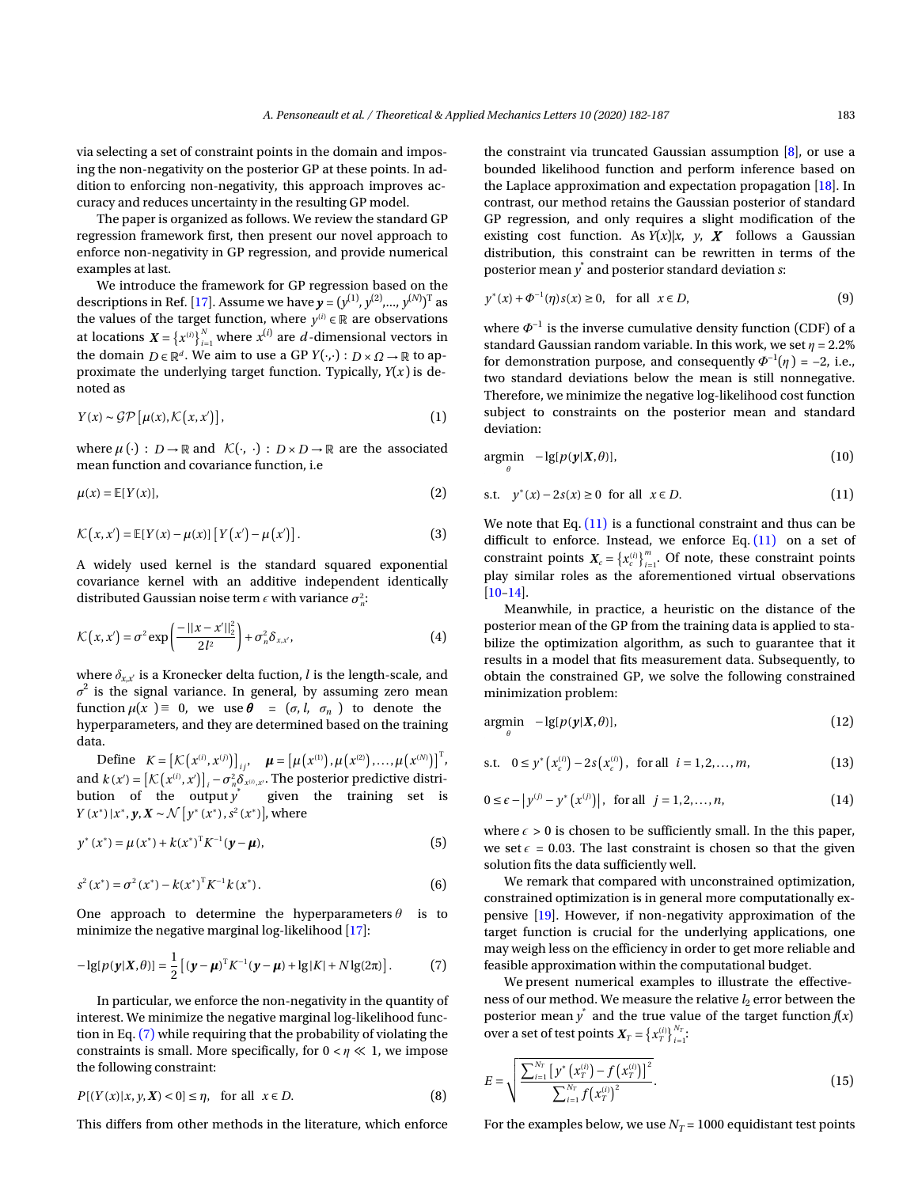via selecting a set of constraint points in the domain and imposing the non-negativity on the posterior GP at these points. In addition to enforcing non-negativity, this approach improves accuracy and reduces uncertainty in the resulting GP model.

The paper is organized as follows. We review the standard GP regression framework first, then present our novel approach to enforce non-negativity in GP regression, and provide numerical examples at last.

We introduce the framework for GP regression based on the descriptions in Ref. [17]. Assume we have $\boldsymbol{y} = (y^{(1)}, y^{(2)},..., y^{(N)})^{\mathrm{T}}$ as the values of the target function, where $y^{(i)} \in \mathbb{R}$ are observations at locations $\boldsymbol{X} = \{x^{(i)}\}_{i=1}^{N}$ where $x^{(i)}$ are $d$-dimensional vectors in the domain $D \in \mathbb{R}^d$. We aim to use a GP $Y(\cdot,\cdot) : D \times \Omega \to \mathbb{R}$ to approximate the underlying target function. Typically, $Y(x)$ is denoted as

$$Y(x) \sim \mathcal{GP}\left[\mu(x), \mathcal{K}\left(x, x'\right)\right], \tag{1}$$

where $\mu(\cdot) : D \to \mathbb{R}$ and $\mathcal{K}(\cdot,\ \cdot) : D \times D \to \mathbb{R}$ are the associated mean function and covariance function, i.e

$$\mu(x) = \mathbb{E}[Y(x)], \tag{2}$$

$$\mathcal{K}\left(x, x'\right) = \mathbb{E}[Y(x) - \mu(x)]\left[Y\left(x'\right) - \mu\left(x'\right)\right]. \tag{3}$$

A widely used kernel is the standard squared exponential covariance kernel with an additive independent identically distributed Gaussian noise term $\epsilon$ with variance $\sigma_n^2$:

$$\mathcal{K}\left(x, x'\right) = \sigma^2 \exp\left(\frac{-\|x - x'\|_2^2}{2l^2}\right) + \sigma_n^2 \delta_{x,x'}, \tag{4}$$

where $\delta_{x,x'}$ is a Kronecker delta fuction, $l$ is the length-scale, and $\sigma^2$ is the signal variance. In general, by assuming zero mean function $\mu(x) \equiv 0$, we use $\boldsymbol{\theta} = (\sigma, l, \sigma_n)$ to denote the hyperparameters, and they are determined based on the training data.

Define $K = \left[\mathcal{K}\left(x^{(i)}, x^{(j)}\right)\right]_{ij}$, $\boldsymbol{\mu} = \left[\mu\left(x^{(1)}\right), \mu\left(x^{(2)}\right), \ldots, \mu\left(x^{(N)}\right)\right]^{\mathrm{T}}$, and $k(x') = \left[\mathcal{K}\left(x^{(i)}, x'\right)\right]_i - \sigma_n^2 \delta_{x^{(i)},x'}$. The posterior predictive distribution of the output $y^*$ given the training set is $Y(x^*) | x^*, \boldsymbol{y}, \boldsymbol{X} \sim \mathcal{N}\left[y^*(x^*), s^2(x^*)\right]$, where

$$y^*(x^*) = \mu(x^*) + k(x^*)^{\mathrm{T}} K^{-1} (\boldsymbol{y} - \boldsymbol{\mu}), \tag{5}$$

$$s^2(x^*) = \sigma^2(x^*) - k(x^*)^{\mathrm{T}} K^{-1} k(x^*). \tag{6}$$

One approach to determine the hyperparameters $\theta$ is to minimize the negative marginal log-likelihood [17]:

$$-\lg[p(\boldsymbol{y}|\boldsymbol{X}, \theta)] = \frac{1}{2}\left[(\boldsymbol{y} - \boldsymbol{\mu})^{\mathrm{T}} K^{-1} (\boldsymbol{y} - \boldsymbol{\mu}) + \lg|K| + N \lg(2\pi)\right]. \tag{7}$$

In particular, we enforce the non-negativity in the quantity of interest. We minimize the negative marginal log-likelihood function in Eq. (7) while requiring that the probability of violating the constraints is small. More specifically, for $0 < \eta \ll 1$, we impose the following constraint:

$$P[(Y(x)|x, y, \boldsymbol{X}) < 0] \leq \eta, \quad \text{for all} \ \ x \in D. \tag{8}$$

This differs from other methods in the literature, which enforce the constraint via truncated Gaussian assumption [8], or use a bounded likelihood function and perform inference based on the Laplace approximation and expectation propagation [18]. In contrast, our method retains the Gaussian posterior of standard GP regression, and only requires a slight modification of the existing cost function. As $Y(x)|x,\ y,\ \boldsymbol{X}$ follows a Gaussian distribution, this constraint can be rewritten in terms of the posterior mean $y^*$ and posterior standard deviation $s$:

$$y^*(x) + \Phi^{-1}(\eta) s(x) \geq 0, \quad \text{for all} \ \ x \in D, \tag{9}$$

where $\Phi^{-1}$ is the inverse cumulative density function (CDF) of a standard Gaussian random variable. In this work, we set $\eta = 2.2\%$ for demonstration purpose, and consequently $\Phi^{-1}(\eta) = -2$, i.e., two standard deviations below the mean is still nonnegative. Therefore, we minimize the negative log-likelihood cost function subject to constraints on the posterior mean and standard deviation:

$$\underset{\theta}{\operatorname{argmin}} \quad -\lg[p(\boldsymbol{y}|\boldsymbol{X}, \theta)], \tag{10}$$

$$\text{s.t.} \quad y^*(x) - 2s(x) \geq 0 \ \ \text{for all} \ \ x \in D. \tag{11}$$

We note that Eq. (11) is a functional constraint and thus can be difficult to enforce. Instead, we enforce Eq. (11) on a set of constraint points $\boldsymbol{X}_c = \{x_c^{(i)}\}_{i=1}^{m}$. Of note, these constraint points play similar roles as the aforementioned virtual observations [10–14].

Meanwhile, in practice, a heuristic on the distance of the posterior mean of the GP from the training data is applied to stabilize the optimization algorithm, as such to guarantee that it results in a model that fits measurement data. Subsequently, to obtain the constrained GP, we solve the following constrained minimization problem:

$$\underset{\theta}{\operatorname{argmin}} \quad -\lg[p(\boldsymbol{y}|\boldsymbol{X}, \theta)], \tag{12}$$

$$\text{s.t.} \quad 0 \leq y^*\left(x_c^{(i)}\right) - 2s\left(x_c^{(i)}\right), \ \ \text{for all} \ \ i = 1, 2, \ldots, m, \tag{13}$$

$$0 \leq \epsilon - \left|y^{(j)} - y^*\left(x^{(j)}\right)\right|, \ \ \text{for all} \ \ j = 1, 2, \ldots, n, \tag{14}$$

where $\epsilon > 0$ is chosen to be sufficiently small. In the this paper, we set $\epsilon = 0.03$. The last constraint is chosen so that the given solution fits the data sufficiently well.

We remark that compared with unconstrained optimization, constrained optimization is in general more computationally expensive [19]. However, if non-negativity approximation of the target function is crucial for the underlying applications, one may weigh less on the efficiency in order to get more reliable and feasible approximation within the computational budget.

We present numerical examples to illustrate the effectiveness of our method. We measure the relative $l_2$ error between the posterior mean $y^*$ and the true value of the target function $f(x)$ over a set of test points $\boldsymbol{X}_T = \{x_T^{(i)}\}_{i=1}^{N_T}$:

$$E = \sqrt{\frac{\sum_{i=1}^{N_T}\left[y^*\left(x_T^{(i)}\right) - f\left(x_T^{(i)}\right)\right]^2}{\sum_{i=1}^{N_T} f\left(x_T^{(i)}\right)^2}}. \tag{15}$$

For the examples below, we use $N_T = 1000$ equidistant test points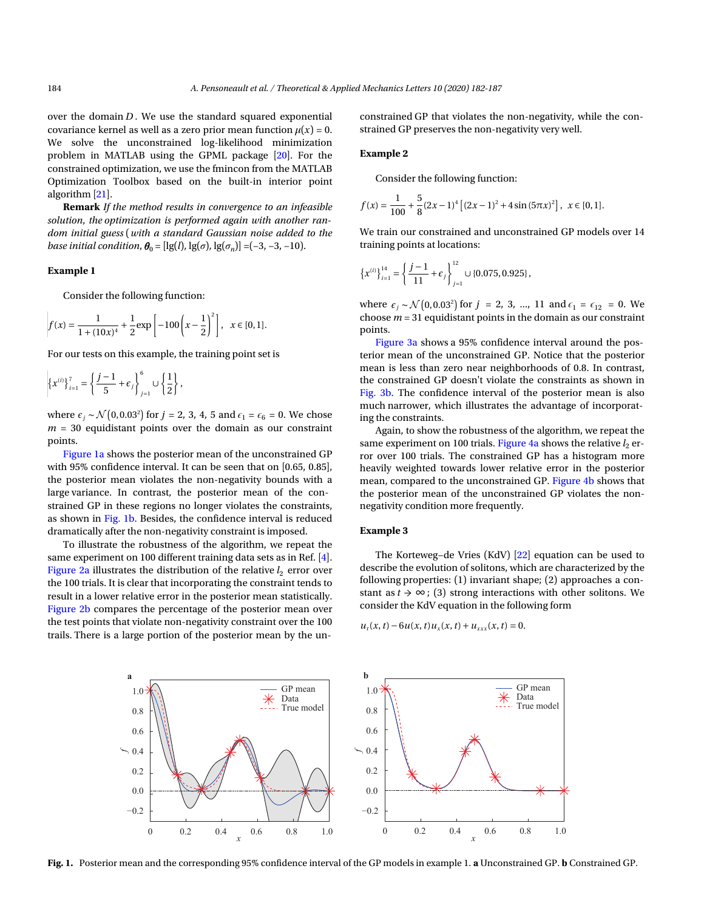over the domain $D$. We use the standard squared exponential covariance kernel as well as a zero prior mean function $\mu(x) = 0$. We solve the unconstrained log-likelihood minimization problem in MATLAB using the GPML package [20]. For the constrained optimization, we use the fmincon from the MATLAB Optimization Toolbox based on the built-in interior point algorithm [21].

**Remark** *If the method results in convergence to an infeasible solution, the optimization is performed again with another random initial guess (with a standard Gaussian noise added to the base initial condition,* $\boldsymbol{\theta}_0 = [\lg(l), \lg(\sigma), \lg(\sigma_n)] = (-3, -3, -10)$.

**Example 1**

Consider the following function:

$$f(x) = \frac{1}{1+(10x)^4} + \frac{1}{2}\exp\left[-100\left(x-\frac{1}{2}\right)^2\right], \quad x \in [0,1].$$

For our tests on this example, the training point set is

$$\left\{x^{(i)}\right\}_{i=1}^{7} = \left\{\frac{j-1}{5} + \epsilon_j\right\}_{j=1}^{6} \cup \left\{\frac{1}{2}\right\},$$

where $\epsilon_j \sim \mathcal{N}(0, 0.03^2)$ for $j = 2, 3, 4, 5$ and $\epsilon_1 = \epsilon_6 = 0$. We chose $m = 30$ equidistant points over the domain as our constraint points.

Figure 1a shows the posterior mean of the unconstrained GP with 95% confidence interval. It can be seen that on [0.65, 0.85], the posterior mean violates the non-negativity bounds with a large variance. In contrast, the posterior mean of the constrained GP in these regions no longer violates the constraints, as shown in Fig. 1b. Besides, the confidence interval is reduced dramatically after the non-negativity constraint is imposed.

To illustrate the robustness of the algorithm, we repeat the same experiment on 100 different training data sets as in Ref. [4]. Figure 2a illustrates the distribution of the relative $l_2$ error over the 100 trials. It is clear that incorporating the constraint tends to result in a lower relative error in the posterior mean statistically. Figure 2b compares the percentage of the posterior mean over the test points that violate non-negativity constraint over the 100 trails. There is a large portion of the posterior mean by the unconstrained GP that violates the non-negativity, while the constrained GP preserves the non-negativity very well.

**Example 2**

Consider the following function:

$$f(x) = \frac{1}{100} + \frac{5}{8}(2x-1)^4\left[(2x-1)^2 + 4\sin(5\pi x)^2\right], \quad x \in [0,1].$$

We train our constrained and unconstrained GP models over 14 training points at locations:

$$\left\{x^{(i)}\right\}_{i=1}^{14} = \left\{\frac{j-1}{11} + \epsilon_j\right\}_{j=1}^{12} \cup \{0.075, 0.925\},$$

where $\epsilon_j \sim \mathcal{N}(0, 0.03^2)$ for $j = 2, 3, \ldots, 11$ and $\epsilon_1 = \epsilon_{12} = 0$. We choose $m = 31$ equidistant points in the domain as our constraint points.

Figure 3a shows a 95% confidence interval around the posterior mean of the unconstrained GP. Notice that the posterior mean is less than zero near neighborhoods of 0.8. In contrast, the constrained GP doesn't violate the constraints as shown in Fig. 3b. The confidence interval of the posterior mean is also much narrower, which illustrates the advantage of incorporating the constraints.

Again, to show the robustness of the algorithm, we repeat the same experiment on 100 trials. Figure 4a shows the relative $l_2$ error over 100 trials. The constrained GP has a histogram more heavily weighted towards lower relative error in the posterior mean, compared to the unconstrained GP. Figure 4b shows that the posterior mean of the unconstrained GP violates the non-negativity condition more frequently.

**Example 3**

The Korteweg–de Vries (KdV) [22] equation can be used to describe the evolution of solitons, which are characterized by the following properties: (1) invariant shape; (2) approaches a constant as $t \to \infty$; (3) strong interactions with other solitons. We consider the KdV equation in the following form

$$u_t(x,t) - 6u(x,t)u_x(x,t) + u_{xxx}(x,t) = 0.$$

**Fig. 1.** Posterior mean and the corresponding 95% confidence interval of the GP models in example 1. **a** Unconstrained GP. **b** Constrained GP.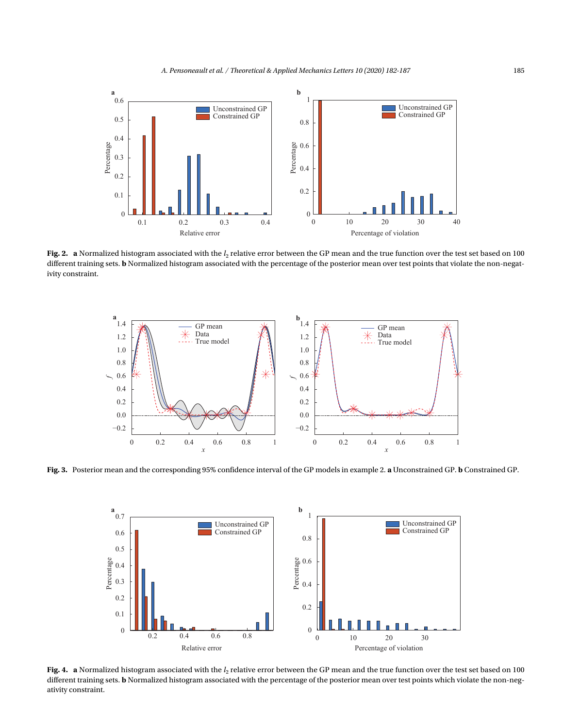**Fig. 2.** **a** Normalized histogram associated with the $l_2$ relative error between the GP mean and the true function over the test set based on 100 different training sets. **b** Normalized histogram associated with the percentage of the posterior mean over test points that violate the non-negativity constraint.

**Fig. 3.** Posterior mean and the corresponding 95% confidence interval of the GP models in example 2. **a** Unconstrained GP. **b** Constrained GP.

**Fig. 4.** **a** Normalized histogram associated with the $l_2$ relative error between the GP mean and the true function over the test set based on 100 different training sets. **b** Normalized histogram associated with the percentage of the posterior mean over test points which violate the non-negativity constraint.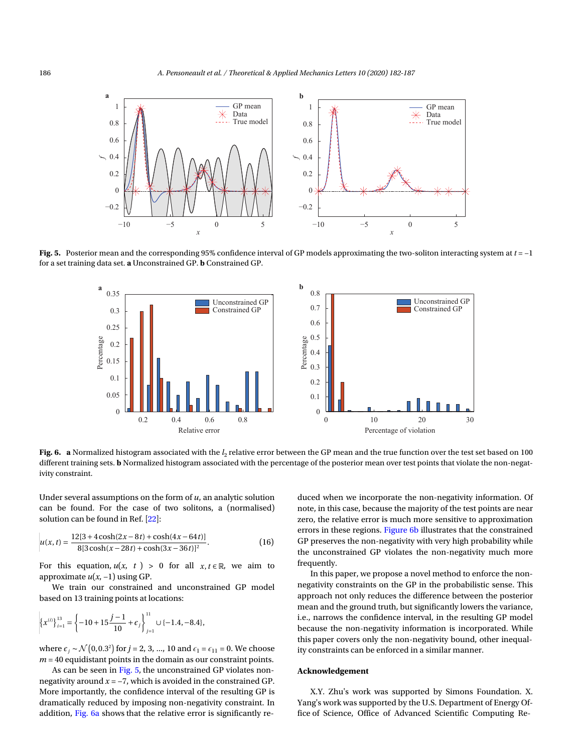**Fig. 5.** Posterior mean and the corresponding 95% confidence interval of GP models approximating the two-soliton interacting system at $t = -1$ for a set training data set. **a** Unconstrained GP. **b** Constrained GP.

**Fig. 6.** **a** Normalized histogram associated with the $l_2$ relative error between the GP mean and the true function over the test set based on 100 different training sets. **b** Normalized histogram associated with the percentage of the posterior mean over test points that violate the non-negativity constraint.

Under several assumptions on the form of $u$, an analytic solution can be found. For the case of two solitons, a (normalised) solution can be found in Ref. [22]:

$$u(x,t) = \frac{12[3 + 4\cosh(2x - 8t) + \cosh(4x - 64t)]}{8[3\cosh(x - 28t) + \cosh(3x - 36t)]^2}. \tag{16}$$

For this equation, $u(x, t) > 0$ for all $x, t \in \mathbb{R}$, we aim to approximate $u(x, -1)$ using GP.

We train our constrained and unconstrained GP model based on 13 training points at locations:

$$\left\{x^{(i)}\right\}_{i=1}^{13} = \left\{-10 + 15\frac{j-1}{10} + \epsilon_j\right\}_{j=1}^{11} \cup \{-1.4, -8.4\},$$

where $\epsilon_j \sim \mathcal{N}(0, 0.3^2)$ for $j = 2, 3, \ldots, 10$ and $\epsilon_1 = \epsilon_{11} = 0$. We choose $m = 40$ equidistant points in the domain as our constraint points.

As can be seen in Fig. 5, the unconstrained GP violates non-negativity around $x = -7$, which is avoided in the constrained GP. More importantly, the confidence interval of the resulting GP is dramatically reduced by imposing non-negativity constraint. In addition, Fig. 6a shows that the relative error is significantly reduced when we incorporate the non-negativity information. Of note, in this case, because the majority of the test points are near zero, the relative error is much more sensitive to approximation errors in these regions. Figure 6b illustrates that the constrained GP preserves the non-negativity with very high probability while the unconstrained GP violates the non-negativity much more frequently.

In this paper, we propose a novel method to enforce the non-negativity constraints on the GP in the probabilistic sense. This approach not only reduces the difference between the posterior mean and the ground truth, but significantly lowers the variance, i.e., narrows the confidence interval, in the resulting GP model because the non-negativity information is incorporated. While this paper covers only the non-negativity bound, other inequality constraints can be enforced in a similar manner.

## Acknowledgement

X.Y. Zhu's work was supported by Simons Foundation. X. Yang's work was supported by the U.S. Department of Energy Office of Science, Office of Advanced Scientific Computing Re-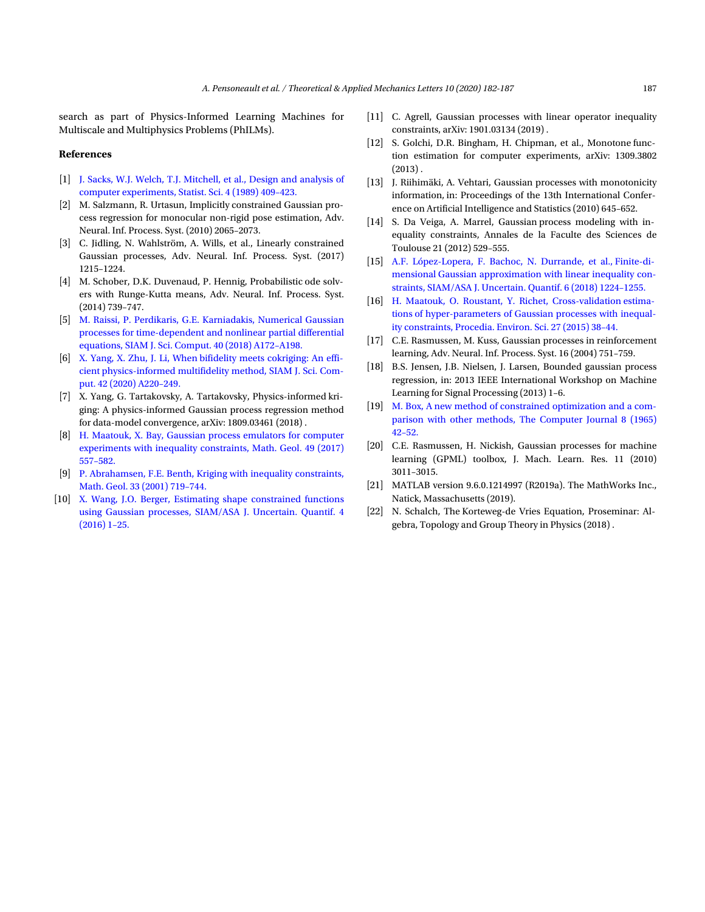search as part of Physics-Informed Learning Machines for Multiscale and Multiphysics Problems (PhILMs).

## References

[1] J. Sacks, W.J. Welch, T.J. Mitchell, et al., Design and analysis of computer experiments, Statist. Sci. 4 (1989) 409–423.

[2] M. Salzmann, R. Urtasun, Implicitly constrained Gaussian process regression for monocular non-rigid pose estimation, Adv. Neural. Inf. Process. Syst. (2010) 2065–2073.

[3] C. Jidling, N. Wahlström, A. Wills, et al., Linearly constrained Gaussian processes, Adv. Neural. Inf. Process. Syst. (2017) 1215–1224.

[4] M. Schober, D.K. Duvenaud, P. Hennig, Probabilistic ode solvers with Runge-Kutta means, Adv. Neural. Inf. Process. Syst. (2014) 739–747.

[5] M. Raissi, P. Perdikaris, G.E. Karniadakis, Numerical Gaussian processes for time-dependent and nonlinear partial differential equations, SIAM J. Sci. Comput. 40 (2018) A172–A198.

[6] X. Yang, X. Zhu, J. Li, When bifidelity meets cokriging: An efficient physics-informed multifidelity method, SIAM J. Sci. Comput. 42 (2020) A220–249.

[7] X. Yang, G. Tartakovsky, A. Tartakovsky, Physics-informed kriging: A physics-informed Gaussian process regression method for data-model convergence, arXiv: 1809.03461 (2018) .

[8] H. Maatouk, X. Bay, Gaussian process emulators for computer experiments with inequality constraints, Math. Geol. 49 (2017) 557–582.

[9] P. Abrahamsen, F.E. Benth, Kriging with inequality constraints, Math. Geol. 33 (2001) 719–744.

[10] X. Wang, J.O. Berger, Estimating shape constrained functions using Gaussian processes, SIAM/ASA J. Uncertain. Quantif. 4 (2016) 1–25.

[11] C. Agrell, Gaussian processes with linear operator inequality constraints, arXiv: 1901.03134 (2019) .

[12] S. Golchi, D.R. Bingham, H. Chipman, et al., Monotone function estimation for computer experiments, arXiv: 1309.3802 (2013) .

[13] J. Riihimäki, A. Vehtari, Gaussian processes with monotonicity information, in: Proceedings of the 13th International Conference on Artificial Intelligence and Statistics (2010) 645–652.

[14] S. Da Veiga, A. Marrel, Gaussian process modeling with inequality constraints, Annales de la Faculte des Sciences de Toulouse 21 (2012) 529–555.

[15] A.F. López-Lopera, F. Bachoc, N. Durrande, et al., Finite-dimensional Gaussian approximation with linear inequality constraints, SIAM/ASA J. Uncertain. Quantif. 6 (2018) 1224–1255.

[16] H. Maatouk, O. Roustant, Y. Richet, Cross-validation estimations of hyper-parameters of Gaussian processes with inequality constraints, Procedia. Environ. Sci. 27 (2015) 38–44.

[17] C.E. Rasmussen, M. Kuss, Gaussian processes in reinforcement learning, Adv. Neural. Inf. Process. Syst. 16 (2004) 751–759.

[18] B.S. Jensen, J.B. Nielsen, J. Larsen, Bounded gaussian process regression, in: 2013 IEEE International Workshop on Machine Learning for Signal Processing (2013) 1–6.

[19] M. Box, A new method of constrained optimization and a comparison with other methods, The Computer Journal 8 (1965) 42–52.

[20] C.E. Rasmussen, H. Nickish, Gaussian processes for machine learning (GPML) toolbox, J. Mach. Learn. Res. 11 (2010) 3011–3015.

[21] MATLAB version 9.6.0.1214997 (R2019a). The MathWorks Inc., Natick, Massachusetts (2019).

[22] N. Schalch, The Korteweg-de Vries Equation, Proseminar: Algebra, Topology and Group Theory in Physics (2018) .